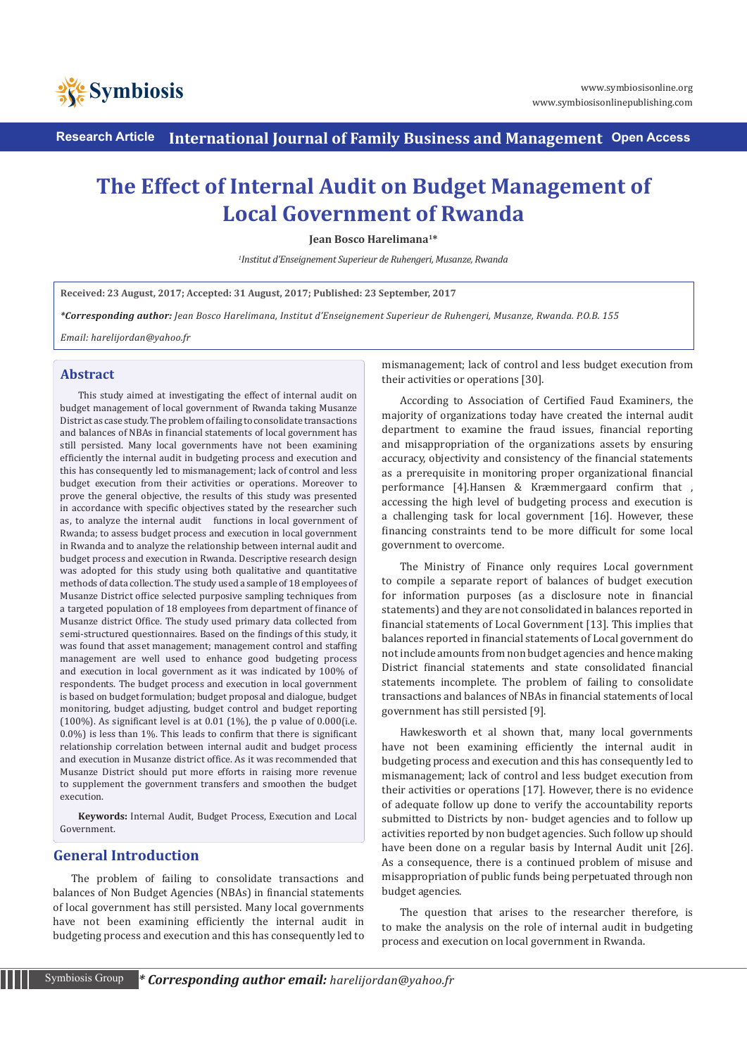# The Effect of Internal Audit on Budget Management of Local Government of Rwanda

**Jean Bosco Harelimana[1]***

*[1]Institut d'Enseignement Superieur de Ruhengeri, Musanze, Rwanda*

**Received: 23 August, 2017; Accepted: 31 August, 2017; Published: 23 September, 2017**

***Corresponding author:** *Jean Bosco Harelimana, Institut d'Enseignement Superieur de Ruhengeri, Musanze, Rwanda. P.O.B. 155*

*Email: harelijordan@yahoo.fr*

## Abstract

This study aimed at investigating the effect of internal audit on budget management of local government of Rwanda taking Musanze District as case study. The problem of failing to consolidate transactions and balances of NBAs in financial statements of local government has still persisted. Many local governments have not been examining efficiently the internal audit in budgeting process and execution and this has consequently led to mismanagement; lack of control and less budget execution from their activities or operations. Moreover to prove the general objective, the results of this study was presented in accordance with specific objectives stated by the researcher such as, to analyze the internal audit functions in local government of Rwanda; to assess budget process and execution in local government in Rwanda and to analyze the relationship between internal audit and budget process and execution in Rwanda. Descriptive research design was adopted for this study using both qualitative and quantitative methods of data collection. The study used a sample of 18 employees of Musanze District office selected purposive sampling techniques from a targeted population of 18 employees from department of finance of Musanze district Office. The study used primary data collected from semi-structured questionnaires. Based on the findings of this study, it was found that asset management; management control and staffing management are well used to enhance good budgeting process and execution in local government as it was indicated by 100% of respondents. The budget process and execution in local government is based on budget formulation; budget proposal and dialogue, budget monitoring, budget adjusting, budget control and budget reporting (100%). As significant level is at 0.01 (1%), the p value of 0.000(i.e. 0.0%) is less than 1%. This leads to confirm that there is significant relationship correlation between internal audit and budget process and execution in Musanze district office. As it was recommended that Musanze District should put more efforts in raising more revenue to supplement the government transfers and smoothen the budget execution.

**Keywords:** Internal Audit, Budget Process, Execution and Local Government.

## General Introduction

The problem of failing to consolidate transactions and balances of Non Budget Agencies (NBAs) in financial statements of local government has still persisted. Many local governments have not been examining efficiently the internal audit in budgeting process and execution and this has consequently led to mismanagement; lack of control and less budget execution from their activities or operations [30].

According to Association of Certified Faud Examiners, the majority of organizations today have created the internal audit department to examine the fraud issues, financial reporting and misappropriation of the organizations assets by ensuring accuracy, objectivity and consistency of the financial statements as a prerequisite in monitoring proper organizational financial performance [4].Hansen & Kræmmergaard confirm that , accessing the high level of budgeting process and execution is a challenging task for local government [16]. However, these financing constraints tend to be more difficult for some local government to overcome.

The Ministry of Finance only requires Local government to compile a separate report of balances of budget execution for information purposes (as a disclosure note in financial statements) and they are not consolidated in balances reported in financial statements of Local Government [13]. This implies that balances reported in financial statements of Local government do not include amounts from non budget agencies and hence making District financial statements and state consolidated financial statements incomplete. The problem of failing to consolidate transactions and balances of NBAs in financial statements of local government has still persisted [9].

Hawkesworth et al shown that, many local governments have not been examining efficiently the internal audit in budgeting process and execution and this has consequently led to mismanagement; lack of control and less budget execution from their activities or operations [17]. However, there is no evidence of adequate follow up done to verify the accountability reports submitted to Districts by non- budget agencies and to follow up activities reported by non budget agencies. Such follow up should have been done on a regular basis by Internal Audit unit [26]. As a consequence, there is a continued problem of misuse and misappropriation of public funds being perpetuated through non budget agencies.

The question that arises to the researcher therefore, is to make the analysis on the role of internal audit in budgeting process and execution on local government in Rwanda.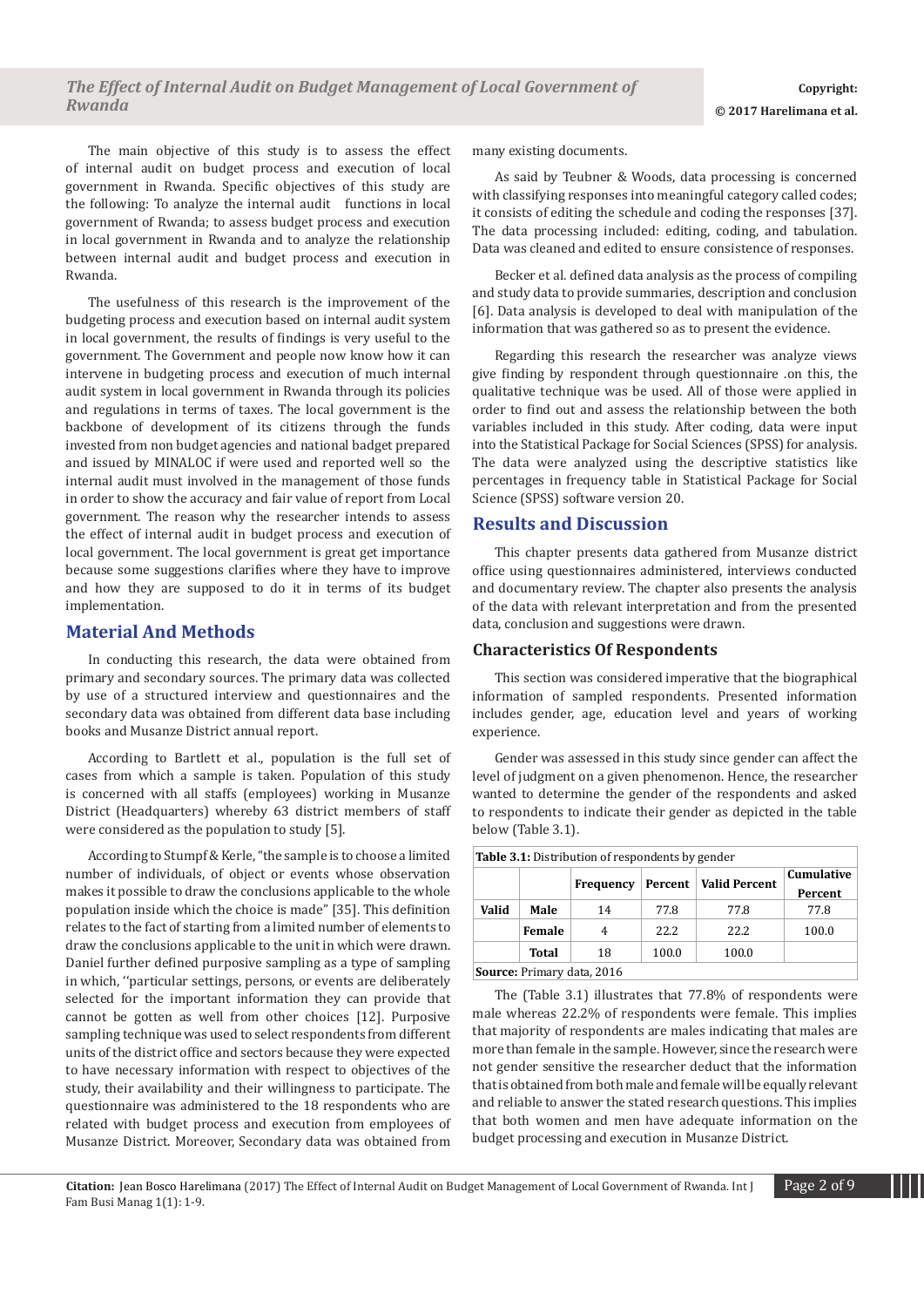The main objective of this study is to assess the effect of internal audit on budget process and execution of local government in Rwanda. Specific objectives of this study are the following: To analyze the internal audit functions in local government of Rwanda; to assess budget process and execution in local government in Rwanda and to analyze the relationship between internal audit and budget process and execution in Rwanda.

The usefulness of this research is the improvement of the budgeting process and execution based on internal audit system in local government, the results of findings is very useful to the government. The Government and people now know how it can intervene in budgeting process and execution of much internal audit system in local government in Rwanda through its policies and regulations in terms of taxes. The local government is the backbone of development of its citizens through the funds invested from non budget agencies and national badget prepared and issued by MINALOC if were used and reported well so the internal audit must involved in the management of those funds in order to show the accuracy and fair value of report from Local government. The reason why the researcher intends to assess the effect of internal audit in budget process and execution of local government. The local government is great get importance because some suggestions clarifies where they have to improve and how they are supposed to do it in terms of its budget implementation.

## Material And Methods

In conducting this research, the data were obtained from primary and secondary sources. The primary data was collected by use of a structured interview and questionnaires and the secondary data was obtained from different data base including books and Musanze District annual report.

According to Bartlett et al., population is the full set of cases from which a sample is taken. Population of this study is concerned with all staffs (employees) working in Musanze District (Headquarters) whereby 63 district members of staff were considered as the population to study [5].

According to Stumpf & Kerle, "the sample is to choose a limited number of individuals, of object or events whose observation makes it possible to draw the conclusions applicable to the whole population inside which the choice is made" [35]. This definition relates to the fact of starting from a limited number of elements to draw the conclusions applicable to the unit in which were drawn. Daniel further defined purposive sampling as a type of sampling in which, ''particular settings, persons, or events are deliberately selected for the important information they can provide that cannot be gotten as well from other choices [12]. Purposive sampling technique was used to select respondents from different units of the district office and sectors because they were expected to have necessary information with respect to objectives of the study, their availability and their willingness to participate. The questionnaire was administered to the 18 respondents who are related with budget process and execution from employees of Musanze District. Moreover, Secondary data was obtained from many existing documents.

As said by Teubner & Woods, data processing is concerned with classifying responses into meaningful category called codes; it consists of editing the schedule and coding the responses [37]. The data processing included: editing, coding, and tabulation. Data was cleaned and edited to ensure consistence of responses.

Becker et al. defined data analysis as the process of compiling and study data to provide summaries, description and conclusion [6]. Data analysis is developed to deal with manipulation of the information that was gathered so as to present the evidence.

Regarding this research the researcher was analyze views give finding by respondent through questionnaire .on this, the qualitative technique was be used. All of those were applied in order to find out and assess the relationship between the both variables included in this study. After coding, data were input into the Statistical Package for Social Sciences (SPSS) for analysis. The data were analyzed using the descriptive statistics like percentages in frequency table in Statistical Package for Social Science (SPSS) software version 20.

## Results and Discussion

This chapter presents data gathered from Musanze district office using questionnaires administered, interviews conducted and documentary review. The chapter also presents the analysis of the data with relevant interpretation and from the presented data, conclusion and suggestions were drawn.

### Characteristics Of Respondents

This section was considered imperative that the biographical information of sampled respondents. Presented information includes gender, age, education level and years of working experience.

Gender was assessed in this study since gender can affect the level of judgment on a given phenomenon. Hence, the researcher wanted to determine the gender of the respondents and asked to respondents to indicate their gender as depicted in the table below (Table 3.1).

**Table 3.1:** Distribution of respondents by gender

| | | Frequency | Percent | Valid Percent | Cumulative Percent |
|---|---|---|---|---|---|
| **Valid** | **Male** | 14 | 77.8 | 77.8 | 77.8 |
| | **Female** | 4 | 22.2 | 22.2 | 100.0 |
| | **Total** | 18 | 100.0 | 100.0 | |

**Source:** Primary data, 2016

The (Table 3.1) illustrates that 77.8% of respondents were male whereas 22.2% of respondents were female. This implies that majority of respondents are males indicating that males are more than female in the sample. However, since the research were not gender sensitive the researcher deduct that the information that is obtained from both male and female will be equally relevant and reliable to answer the stated research questions. This implies that both women and men have adequate information on the budget processing and execution in Musanze District.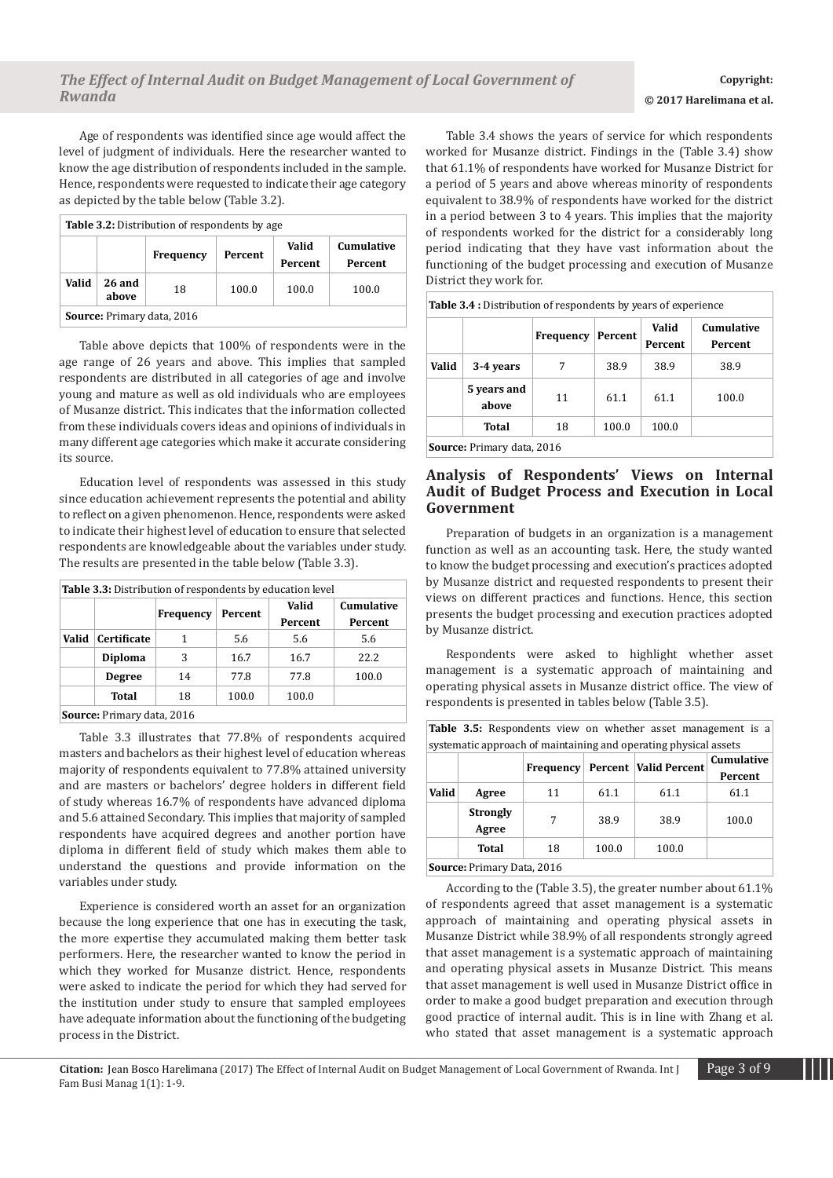Age of respondents was identified since age would affect the level of judgment of individuals. Here the researcher wanted to know the age distribution of respondents included in the sample. Hence, respondents were requested to indicate their age category as depicted by the table below (Table 3.2).

**Table 3.2:** Distribution of respondents by age

| | | Frequency | Percent | Valid Percent | Cumulative Percent |
|---|---|---|---|---|---|
| Valid | 26 and above | 18 | 100.0 | 100.0 | 100.0 |

**Source:** Primary data, 2016

Table above depicts that 100% of respondents were in the age range of 26 years and above. This implies that sampled respondents are distributed in all categories of age and involve young and mature as well as old individuals who are employees of Musanze district. This indicates that the information collected from these individuals covers ideas and opinions of individuals in many different age categories which make it accurate considering its source.

Education level of respondents was assessed in this study since education achievement represents the potential and ability to reflect on a given phenomenon. Hence, respondents were asked to indicate their highest level of education to ensure that selected respondents are knowledgeable about the variables under study. The results are presented in the table below (Table 3.3).

**Table 3.3:** Distribution of respondents by education level

| | | Frequency | Percent | Valid Percent | Cumulative Percent |
|---|---|---|---|---|---|
| Valid | Certificate | 1 | 5.6 | 5.6 | 5.6 |
| | Diploma | 3 | 16.7 | 16.7 | 22.2 |
| | Degree | 14 | 77.8 | 77.8 | 100.0 |
| | Total | 18 | 100.0 | 100.0 | |

**Source:** Primary data, 2016

Table 3.3 illustrates that 77.8% of respondents acquired masters and bachelors as their highest level of education whereas majority of respondents equivalent to 77.8% attained university and are masters or bachelors' degree holders in different field of study whereas 16.7% of respondents have advanced diploma and 5.6 attained Secondary. This implies that majority of sampled respondents have acquired degrees and another portion have diploma in different field of study which makes them able to understand the questions and provide information on the variables under study.

Experience is considered worth an asset for an organization because the long experience that one has in executing the task, the more expertise they accumulated making them better task performers. Here, the researcher wanted to know the period in which they worked for Musanze district. Hence, respondents were asked to indicate the period for which they had served for the institution under study to ensure that sampled employees have adequate information about the functioning of the budgeting process in the District.

Table 3.4 shows the years of service for which respondents worked for Musanze district. Findings in the (Table 3.4) show that 61.1% of respondents have worked for Musanze District for a period of 5 years and above whereas minority of respondents equivalent to 38.9% of respondents have worked for the district in a period between 3 to 4 years. This implies that the majority of respondents worked for the district for a considerably long period indicating that they have vast information about the functioning of the budget processing and execution of Musanze District they work for.

**Table 3.4 :** Distribution of respondents by years of experience

| | | Frequency | Percent | Valid Percent | Cumulative Percent |
|---|---|---|---|---|---|
| Valid | 3-4 years | 7 | 38.9 | 38.9 | 38.9 |
| | 5 years and above | 11 | 61.1 | 61.1 | 100.0 |
| | Total | 18 | 100.0 | 100.0 | |

**Source:** Primary data, 2016

## Analysis of Respondents' Views on Internal Audit of Budget Process and Execution in Local Government

Preparation of budgets in an organization is a management function as well as an accounting task. Here, the study wanted to know the budget processing and execution's practices adopted by Musanze district and requested respondents to present their views on different practices and functions. Hence, this section presents the budget processing and execution practices adopted by Musanze district.

Respondents were asked to highlight whether asset management is a systematic approach of maintaining and operating physical assets in Musanze district office. The view of respondents is presented in tables below (Table 3.5).

**Table 3.5:** Respondents view on whether asset management is a systematic approach of maintaining and operating physical assets

| | | Frequency | Percent | Valid Percent | Cumulative Percent |
|---|---|---|---|---|---|
| Valid | Agree | 11 | 61.1 | 61.1 | 61.1 |
| | Strongly Agree | 7 | 38.9 | 38.9 | 100.0 |
| | Total | 18 | 100.0 | 100.0 | |

**Source:** Primary Data, 2016

According to the (Table 3.5), the greater number about 61.1% of respondents agreed that asset management is a systematic approach of maintaining and operating physical assets in Musanze District while 38.9% of all respondents strongly agreed that asset management is a systematic approach of maintaining and operating physical assets in Musanze District. This means that asset management is well used in Musanze District office in order to make a good budget preparation and execution through good practice of internal audit. This is in line with Zhang et al. who stated that asset management is a systematic approach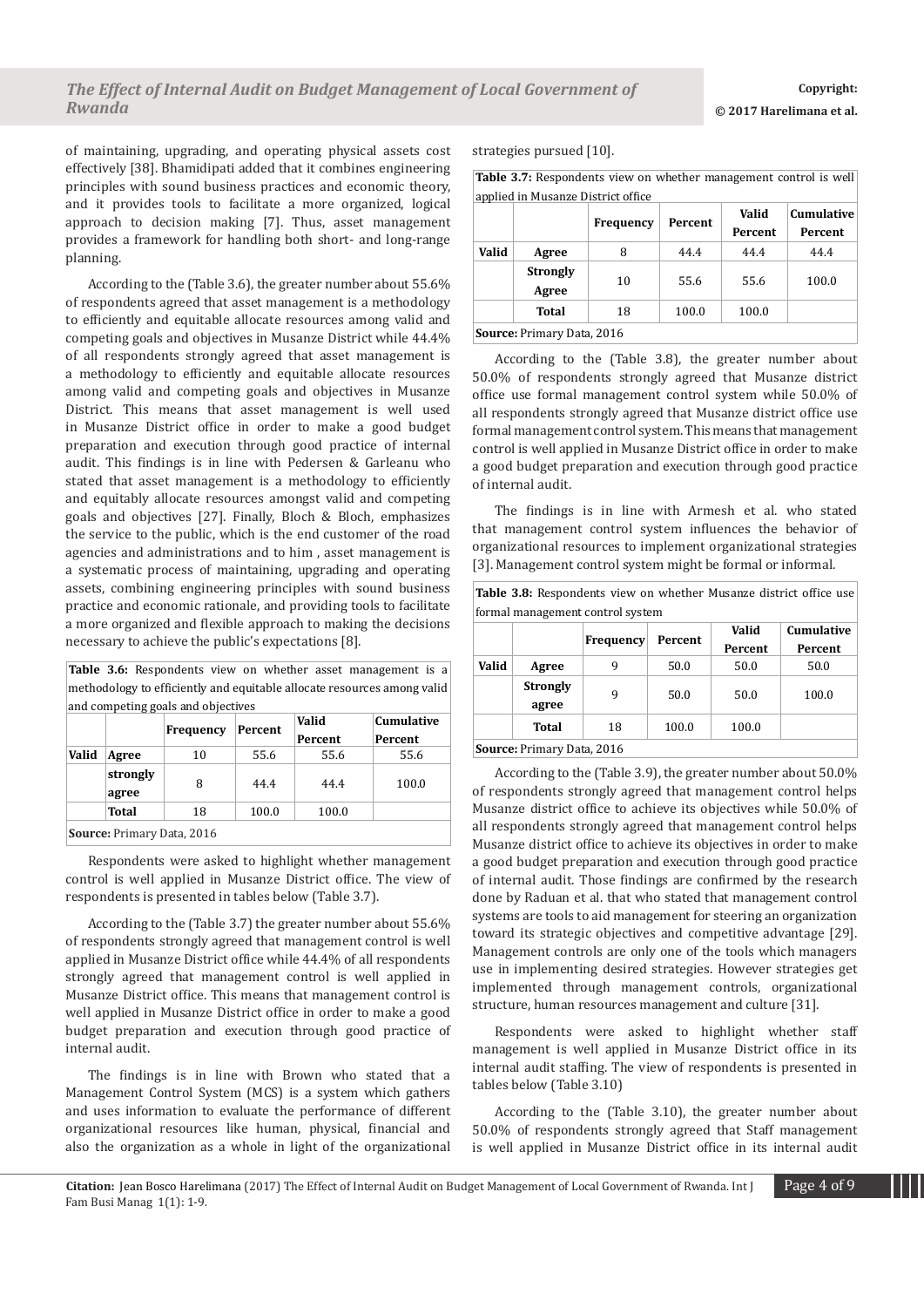of maintaining, upgrading, and operating physical assets cost effectively [38]. Bhamidipati added that it combines engineering principles with sound business practices and economic theory, and it provides tools to facilitate a more organized, logical approach to decision making [7]. Thus, asset management provides a framework for handling both short- and long-range planning.

According to the (Table 3.6), the greater number about 55.6% of respondents agreed that asset management is a methodology to efficiently and equitable allocate resources among valid and competing goals and objectives in Musanze District while 44.4% of all respondents strongly agreed that asset management is a methodology to efficiently and equitable allocate resources among valid and competing goals and objectives in Musanze District. This means that asset management is well used in Musanze District office in order to make a good budget preparation and execution through good practice of internal audit. This findings is in line with Pedersen & Garleanu who stated that asset management is a methodology to efficiently and equitably allocate resources amongst valid and competing goals and objectives [27]. Finally, Bloch & Bloch, emphasizes the service to the public, which is the end customer of the road agencies and administrations and to him , asset management is a systematic process of maintaining, upgrading and operating assets, combining engineering principles with sound business practice and economic rationale, and providing tools to facilitate a more organized and flexible approach to making the decisions necessary to achieve the public's expectations [8].

**Table 3.6:** Respondents view on whether asset management is a methodology to efficiently and equitable allocate resources among valid and competing goals and objectives

| | | Frequency | Percent | Valid Percent | Cumulative Percent |
|---|---|---|---|---|---|
| **Valid** | **Agree** | 10 | 55.6 | 55.6 | 55.6 |
| | **strongly agree** | 8 | 44.4 | 44.4 | 100.0 |
| | **Total** | 18 | 100.0 | 100.0 | |

**Source:** Primary Data, 2016

Respondents were asked to highlight whether management control is well applied in Musanze District office. The view of respondents is presented in tables below (Table 3.7).

According to the (Table 3.7) the greater number about 55.6% of respondents strongly agreed that management control is well applied in Musanze District office while 44.4% of all respondents strongly agreed that management control is well applied in Musanze District office. This means that management control is well applied in Musanze District office in order to make a good budget preparation and execution through good practice of internal audit.

The findings is in line with Brown who stated that a Management Control System (MCS) is a system which gathers and uses information to evaluate the performance of different organizational resources like human, physical, financial and also the organization as a whole in light of the organizational strategies pursued [10].

**Table 3.7:** Respondents view on whether management control is well applied in Musanze District office

| | | Frequency | Percent | Valid Percent | Cumulative Percent |
|---|---|---|---|---|---|
| **Valid** | **Agree** | 8 | 44.4 | 44.4 | 44.4 |
| | **Strongly Agree** | 10 | 55.6 | 55.6 | 100.0 |
| | **Total** | 18 | 100.0 | 100.0 | |

**Source:** Primary Data, 2016

According to the (Table 3.8), the greater number about 50.0% of respondents strongly agreed that Musanze district office use formal management control system while 50.0% of all respondents strongly agreed that Musanze district office use formal management control system. This means that management control is well applied in Musanze District office in order to make a good budget preparation and execution through good practice of internal audit.

The findings is in line with Armesh et al. who stated that management control system influences the behavior of organizational resources to implement organizational strategies [3]. Management control system might be formal or informal.

**Table 3.8:** Respondents view on whether Musanze district office use formal management control system

| | | Frequency | Percent | Valid Percent | Cumulative Percent |
|---|---|---|---|---|---|
| **Valid** | **Agree** | 9 | 50.0 | 50.0 | 50.0 |
| | **Strongly agree** | 9 | 50.0 | 50.0 | 100.0 |
| | **Total** | 18 | 100.0 | 100.0 | |

**Source:** Primary Data, 2016

According to the (Table 3.9), the greater number about 50.0% of respondents strongly agreed that management control helps Musanze district office to achieve its objectives while 50.0% of all respondents strongly agreed that management control helps Musanze district office to achieve its objectives in order to make a good budget preparation and execution through good practice of internal audit. Those findings are confirmed by the research done by Raduan et al. that who stated that management control systems are tools to aid management for steering an organization toward its strategic objectives and competitive advantage [29]. Management controls are only one of the tools which managers use in implementing desired strategies. However strategies get implemented through management controls, organizational structure, human resources management and culture [31].

Respondents were asked to highlight whether staff management is well applied in Musanze District office in its internal audit staffing. The view of respondents is presented in tables below (Table 3.10)

According to the (Table 3.10), the greater number about 50.0% of respondents strongly agreed that Staff management is well applied in Musanze District office in its internal audit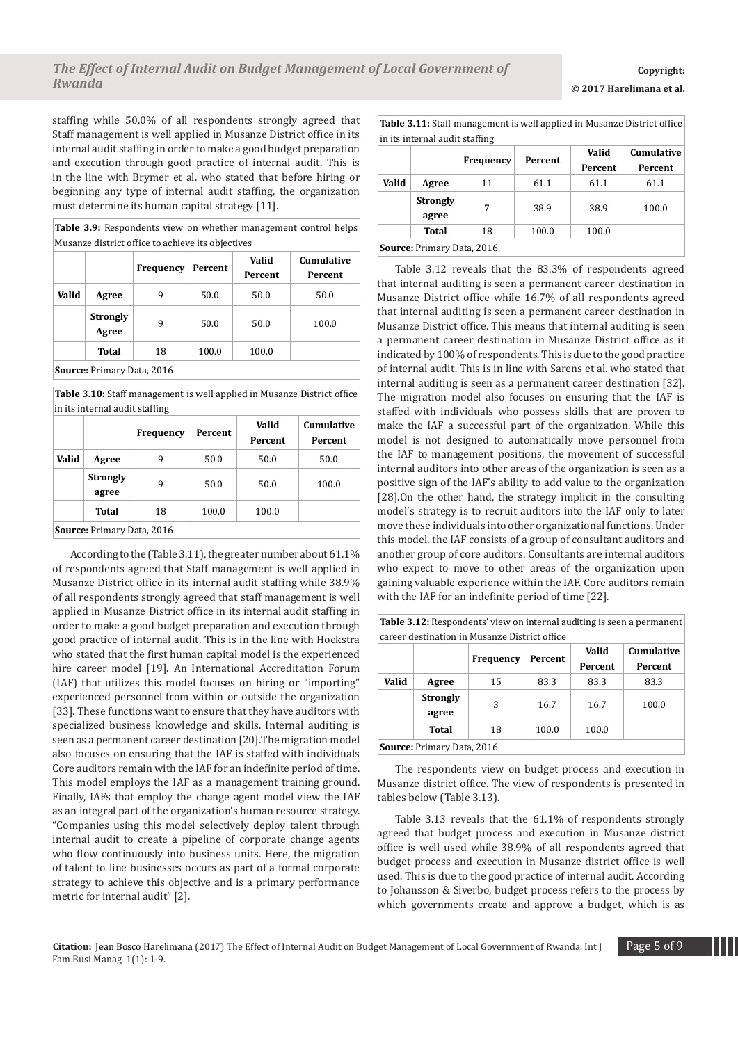staffing while 50.0% of all respondents strongly agreed that Staff management is well applied in Musanze District office in its internal audit staffing in order to make a good budget preparation and execution through good practice of internal audit. This is in the line with Brymer et al. who stated that before hiring or beginning any type of internal audit staffing, the organization must determine its human capital strategy [11].

**Table 3.9:** Respondents view on whether management control helps Musanze district office to achieve its objectives

| | | Frequency | Percent | Valid Percent | Cumulative Percent |
|---|---|---|---|---|---|
| **Valid** | **Agree** | 9 | 50.0 | 50.0 | 50.0 |
| | **Strongly Agree** | 9 | 50.0 | 50.0 | 100.0 |
| | **Total** | 18 | 100.0 | 100.0 | |

**Source:** Primary Data, 2016

**Table 3.10:** Staff management is well applied in Musanze District office in its internal audit staffing

| | | Frequency | Percent | Valid Percent | Cumulative Percent |
|---|---|---|---|---|---|
| **Valid** | **Agree** | 9 | 50.0 | 50.0 | 50.0 |
| | **Strongly agree** | 9 | 50.0 | 50.0 | 100.0 |
| | **Total** | 18 | 100.0 | 100.0 | |

**Source:** Primary Data, 2016

According to the (Table 3.11), the greater number about 61.1% of respondents agreed that Staff management is well applied in Musanze District office in its internal audit staffing while 38.9% of all respondents strongly agreed that staff management is well applied in Musanze District office in its internal audit staffing in order to make a good budget preparation and execution through good practice of internal audit. This is in the line with Hoekstra who stated that the first human capital model is the experienced hire career model [19]. An International Accreditation Forum (IAF) that utilizes this model focuses on hiring or "importing" experienced personnel from within or outside the organization [33]. These functions want to ensure that they have auditors with specialized business knowledge and skills. Internal auditing is seen as a permanent career destination [20].The migration model also focuses on ensuring that the IAF is staffed with individuals Core auditors remain with the IAF for an indefinite period of time. This model employs the IAF as a management training ground. Finally, IAFs that employ the change agent model view the IAF as an integral part of the organization's human resource strategy. "Companies using this model selectively deploy talent through internal audit to create a pipeline of corporate change agents who flow continuously into business units. Here, the migration of talent to line businesses occurs as part of a formal corporate strategy to achieve this objective and is a primary performance metric for internal audit" [2].

**Table 3.11:** Staff management is well applied in Musanze District office in its internal audit staffing

| | | Frequency | Percent | Valid Percent | Cumulative Percent |
|---|---|---|---|---|---|
| **Valid** | **Agree** | 11 | 61.1 | 61.1 | 61.1 |
| | **Strongly agree** | 7 | 38.9 | 38.9 | 100.0 |
| | **Total** | 18 | 100.0 | 100.0 | |

**Source:** Primary Data, 2016

Table 3.12 reveals that the 83.3% of respondents agreed that internal auditing is seen a permanent career destination in Musanze District office while 16.7% of all respondents agreed that internal auditing is seen a permanent career destination in Musanze District office. This means that internal auditing is seen a permanent career destination in Musanze District office as it indicated by 100% of respondents. This is due to the good practice of internal audit. This is in line with Sarens et al. who stated that internal auditing is seen as a permanent career destination [32]. The migration model also focuses on ensuring that the IAF is staffed with individuals who possess skills that are proven to make the IAF a successful part of the organization. While this model is not designed to automatically move personnel from the IAF to management positions, the movement of successful internal auditors into other areas of the organization is seen as a positive sign of the IAF's ability to add value to the organization [28].On the other hand, the strategy implicit in the consulting model's strategy is to recruit auditors into the IAF only to later move these individuals into other organizational functions. Under this model, the IAF consists of a group of consultant auditors and another group of core auditors. Consultants are internal auditors who expect to move to other areas of the organization upon gaining valuable experience within the IAF. Core auditors remain with the IAF for an indefinite period of time [22].

**Table 3.12:** Respondents' view on internal auditing is seen a permanent career destination in Musanze District office

| | | Frequency | Percent | Valid Percent | Cumulative Percent |
|---|---|---|---|---|---|
| **Valid** | **Agree** | 15 | 83.3 | 83.3 | 83.3 |
| | **Strongly agree** | 3 | 16.7 | 16.7 | 100.0 |
| | **Total** | 18 | 100.0 | 100.0 | |

**Source:** Primary Data, 2016

The respondents view on budget process and execution in Musanze district office. The view of respondents is presented in tables below (Table 3.13).

Table 3.13 reveals that the 61.1% of respondents strongly agreed that budget process and execution in Musanze district office is well used while 38.9% of all respondents agreed that budget process and execution in Musanze district office is well used. This is due to the good practice of internal audit. According to Johansson & Siverbo, budget process refers to the process by which governments create and approve a budget, which is as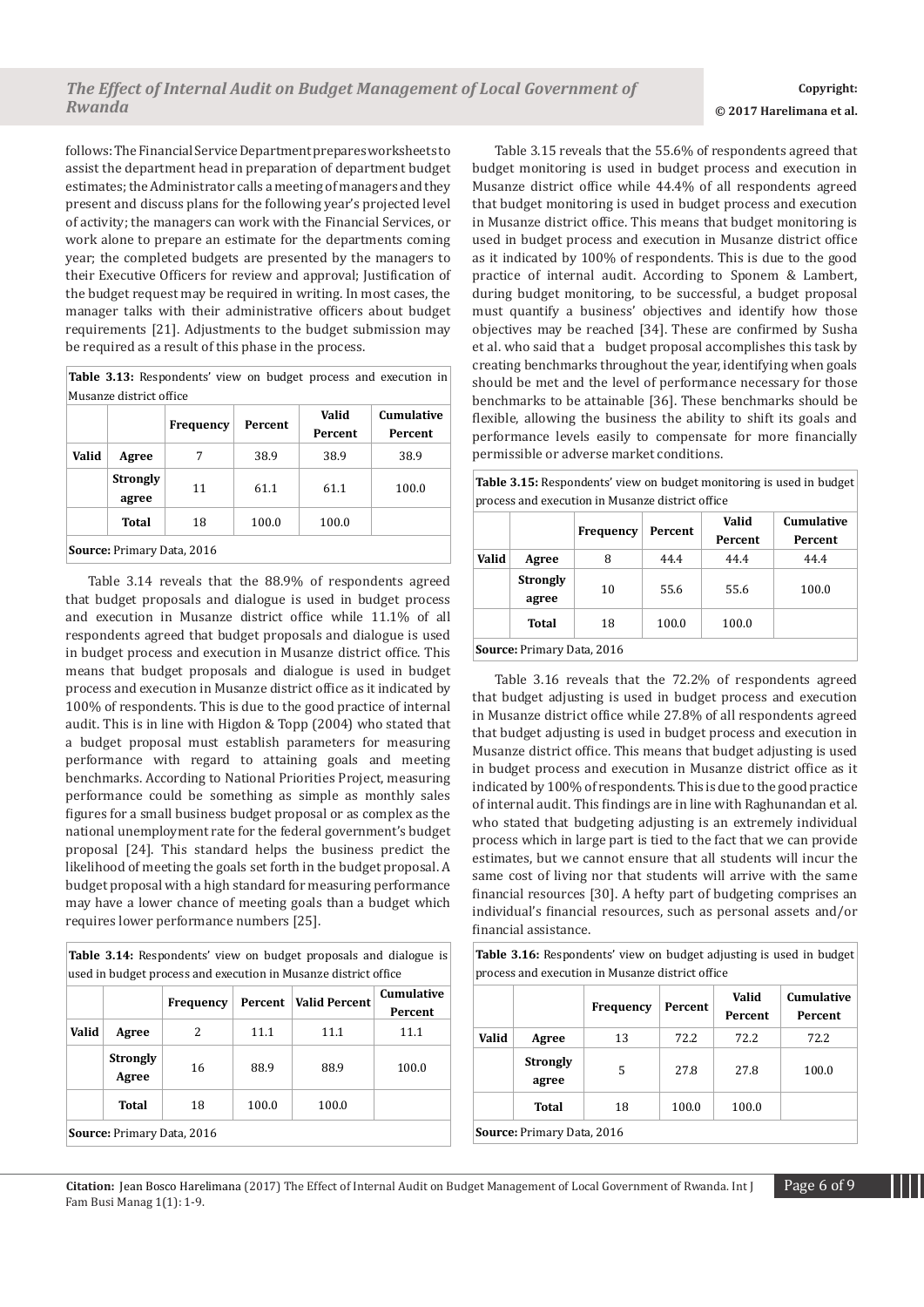follows: The Financial Service Department prepares worksheets to assist the department head in preparation of department budget estimates; the Administrator calls a meeting of managers and they present and discuss plans for the following year's projected level of activity; the managers can work with the Financial Services, or work alone to prepare an estimate for the departments coming year; the completed budgets are presented by the managers to their Executive Officers for review and approval; Justification of the budget request may be required in writing. In most cases, the manager talks with their administrative officers about budget requirements [21]. Adjustments to the budget submission may be required as a result of this phase in the process.

**Table 3.13:** Respondents' view on budget process and execution in Musanze district office

| | | Frequency | Percent | Valid Percent | Cumulative Percent |
|---|---|---|---|---|---|
| Valid | Agree | 7 | 38.9 | 38.9 | 38.9 |
| | Strongly agree | 11 | 61.1 | 61.1 | 100.0 |
| | Total | 18 | 100.0 | 100.0 | |

**Source:** Primary Data, 2016

Table 3.14 reveals that the 88.9% of respondents agreed that budget proposals and dialogue is used in budget process and execution in Musanze district office while 11.1% of all respondents agreed that budget proposals and dialogue is used in budget process and execution in Musanze district office. This means that budget proposals and dialogue is used in budget process and execution in Musanze district office as it indicated by 100% of respondents. This is due to the good practice of internal audit. This is in line with Higdon & Topp (2004) who stated that a budget proposal must establish parameters for measuring performance with regard to attaining goals and meeting benchmarks. According to National Priorities Project, measuring performance could be something as simple as monthly sales figures for a small business budget proposal or as complex as the national unemployment rate for the federal government's budget proposal [24]. This standard helps the business predict the likelihood of meeting the goals set forth in the budget proposal. A budget proposal with a high standard for measuring performance may have a lower chance of meeting goals than a budget which requires lower performance numbers [25].

**Table 3.14:** Respondents' view on budget proposals and dialogue is used in budget process and execution in Musanze district office

| | | Frequency | Percent | Valid Percent | Cumulative Percent |
|---|---|---|---|---|---|
| Valid | Agree | 2 | 11.1 | 11.1 | 11.1 |
| | Strongly Agree | 16 | 88.9 | 88.9 | 100.0 |
| | Total | 18 | 100.0 | 100.0 | |

**Source:** Primary Data, 2016

Table 3.15 reveals that the 55.6% of respondents agreed that budget monitoring is used in budget process and execution in Musanze district office while 44.4% of all respondents agreed that budget monitoring is used in budget process and execution in Musanze district office. This means that budget monitoring is used in budget process and execution in Musanze district office as it indicated by 100% of respondents. This is due to the good practice of internal audit. According to Sponem & Lambert, during budget monitoring, to be successful, a budget proposal must quantify a business' objectives and identify how those objectives may be reached [34]. These are confirmed by Susha et al. who said that a budget proposal accomplishes this task by creating benchmarks throughout the year, identifying when goals should be met and the level of performance necessary for those benchmarks to be attainable [36]. These benchmarks should be flexible, allowing the business the ability to shift its goals and performance levels easily to compensate for more financially permissible or adverse market conditions.

**Table 3.15:** Respondents' view on budget monitoring is used in budget process and execution in Musanze district office

| | | Frequency | Percent | Valid Percent | Cumulative Percent |
|---|---|---|---|---|---|
| Valid | Agree | 8 | 44.4 | 44.4 | 44.4 |
| | Strongly agree | 10 | 55.6 | 55.6 | 100.0 |
| | Total | 18 | 100.0 | 100.0 | |

**Source:** Primary Data, 2016

Table 3.16 reveals that the 72.2% of respondents agreed that budget adjusting is used in budget process and execution in Musanze district office while 27.8% of all respondents agreed that budget adjusting is used in budget process and execution in Musanze district office. This means that budget adjusting is used in budget process and execution in Musanze district office as it indicated by 100% of respondents. This is due to the good practice of internal audit. This findings are in line with Raghunandan et al. who stated that budgeting adjusting is an extremely individual process which in large part is tied to the fact that we can provide estimates, but we cannot ensure that all students will incur the same cost of living nor that students will arrive with the same financial resources [30]. A hefty part of budgeting comprises an individual's financial resources, such as personal assets and/or financial assistance.

**Table 3.16:** Respondents' view on budget adjusting is used in budget process and execution in Musanze district office

| | | Frequency | Percent | Valid Percent | Cumulative Percent |
|---|---|---|---|---|---|
| Valid | Agree | 13 | 72.2 | 72.2 | 72.2 |
| | Strongly agree | 5 | 27.8 | 27.8 | 100.0 |
| | Total | 18 | 100.0 | 100.0 | |

**Source:** Primary Data, 2016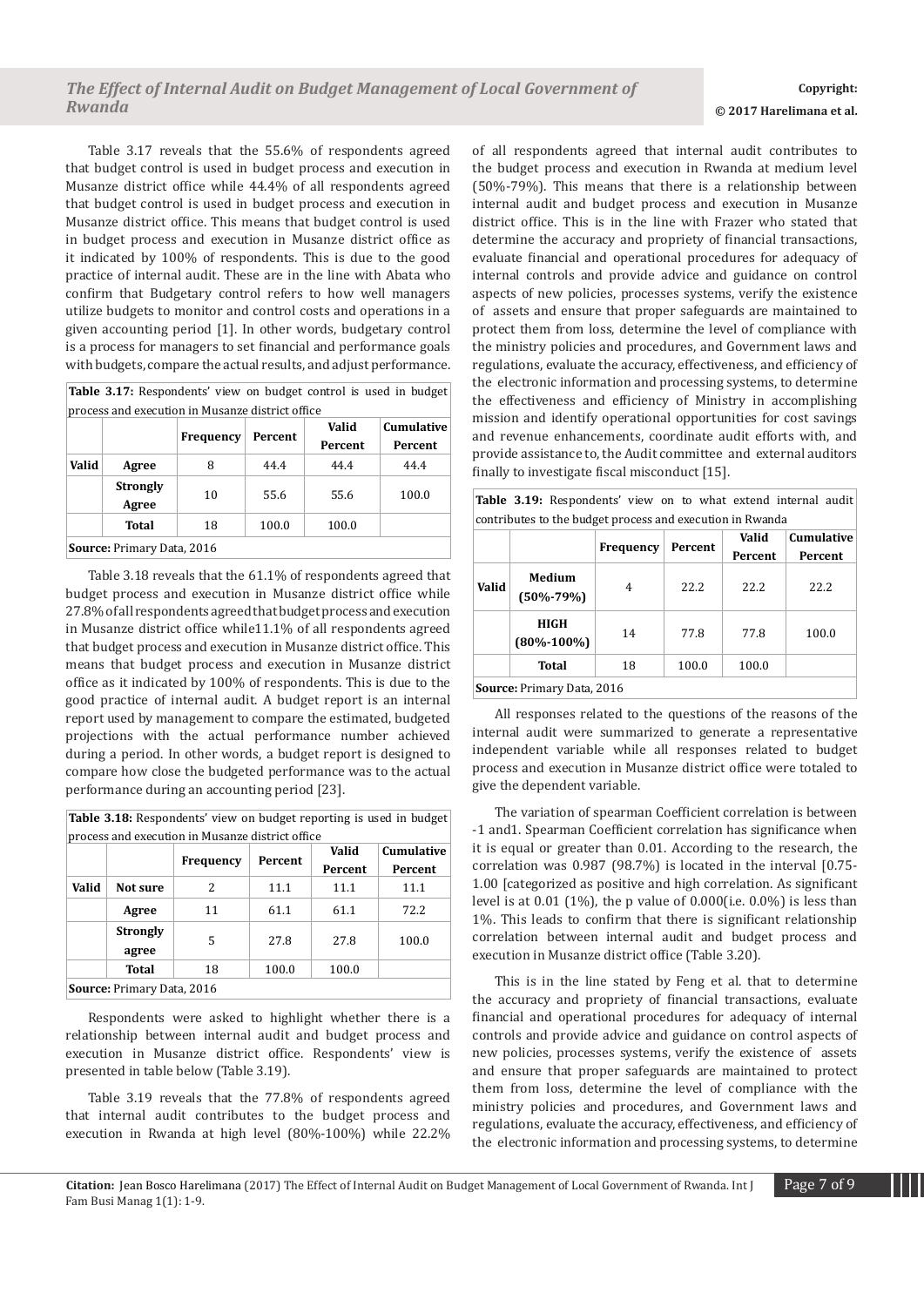Table 3.17 reveals that the 55.6% of respondents agreed that budget control is used in budget process and execution in Musanze district office while 44.4% of all respondents agreed that budget control is used in budget process and execution in Musanze district office. This means that budget control is used in budget process and execution in Musanze district office as it indicated by 100% of respondents. This is due to the good practice of internal audit. These are in the line with Abata who confirm that Budgetary control refers to how well managers utilize budgets to monitor and control costs and operations in a given accounting period [1]. In other words, budgetary control is a process for managers to set financial and performance goals with budgets, compare the actual results, and adjust performance.

**Table 3.17:** Respondents' view on budget control is used in budget process and execution in Musanze district office

| | | Frequency | Percent | Valid Percent | Cumulative Percent |
|---|---|---|---|---|---|
| Valid | Agree | 8 | 44.4 | 44.4 | 44.4 |
| | Strongly Agree | 10 | 55.6 | 55.6 | 100.0 |
| | Total | 18 | 100.0 | 100.0 | |

**Source:** Primary Data, 2016

Table 3.18 reveals that the 61.1% of respondents agreed that budget process and execution in Musanze district office while 27.8% of all respondents agreed that budget process and execution in Musanze district office while11.1% of all respondents agreed that budget process and execution in Musanze district office. This means that budget process and execution in Musanze district office as it indicated by 100% of respondents. This is due to the good practice of internal audit. A budget report is an internal report used by management to compare the estimated, budgeted projections with the actual performance number achieved during a period. In other words, a budget report is designed to compare how close the budgeted performance was to the actual performance during an accounting period [23].

**Table 3.18:** Respondents' view on budget reporting is used in budget process and execution in Musanze district office

| | | Frequency | Percent | Valid Percent | Cumulative Percent |
|---|---|---|---|---|---|
| Valid | Not sure | 2 | 11.1 | 11.1 | 11.1 |
| | Agree | 11 | 61.1 | 61.1 | 72.2 |
| | Strongly agree | 5 | 27.8 | 27.8 | 100.0 |
| | Total | 18 | 100.0 | 100.0 | |

**Source:** Primary Data, 2016

Respondents were asked to highlight whether there is a relationship between internal audit and budget process and execution in Musanze district office. Respondents' view is presented in table below (Table 3.19).

Table 3.19 reveals that the 77.8% of respondents agreed that internal audit contributes to the budget process and execution in Rwanda at high level (80%-100%) while 22.2% of all respondents agreed that internal audit contributes to the budget process and execution in Rwanda at medium level (50%-79%). This means that there is a relationship between internal audit and budget process and execution in Musanze district office. This is in the line with Frazer who stated that determine the accuracy and propriety of financial transactions, evaluate financial and operational procedures for adequacy of internal controls and provide advice and guidance on control aspects of new policies, processes systems, verify the existence of assets and ensure that proper safeguards are maintained to protect them from loss, determine the level of compliance with the ministry policies and procedures, and Government laws and regulations, evaluate the accuracy, effectiveness, and efficiency of the electronic information and processing systems, to determine the effectiveness and efficiency of Ministry in accomplishing mission and identify operational opportunities for cost savings and revenue enhancements, coordinate audit efforts with, and provide assistance to, the Audit committee and external auditors finally to investigate fiscal misconduct [15].

**Table 3.19:** Respondents' view on to what extend internal audit contributes to the budget process and execution in Rwanda

| | | Frequency | Percent | Valid Percent | Cumulative Percent |
|---|---|---|---|---|---|
| Valid | Medium (50%-79%) | 4 | 22.2 | 22.2 | 22.2 |
| | HIGH (80%-100%) | 14 | 77.8 | 77.8 | 100.0 |
| | Total | 18 | 100.0 | 100.0 | |

**Source:** Primary Data, 2016

All responses related to the questions of the reasons of the internal audit were summarized to generate a representative independent variable while all responses related to budget process and execution in Musanze district office were totaled to give the dependent variable.

The variation of spearman Coefficient correlation is between -1 and1. Spearman Coefficient correlation has significance when it is equal or greater than 0.01. According to the research, the correlation was 0.987 (98.7%) is located in the interval [0.75-1.00 [categorized as positive and high correlation. As significant level is at 0.01 (1%), the p value of 0.000(i.e. 0.0%) is less than 1%. This leads to confirm that there is significant relationship correlation between internal audit and budget process and execution in Musanze district office (Table 3.20).

This is in the line stated by Feng et al. that to determine the accuracy and propriety of financial transactions, evaluate financial and operational procedures for adequacy of internal controls and provide advice and guidance on control aspects of new policies, processes systems, verify the existence of assets and ensure that proper safeguards are maintained to protect them from loss, determine the level of compliance with the ministry policies and procedures, and Government laws and regulations, evaluate the accuracy, effectiveness, and efficiency of the electronic information and processing systems, to determine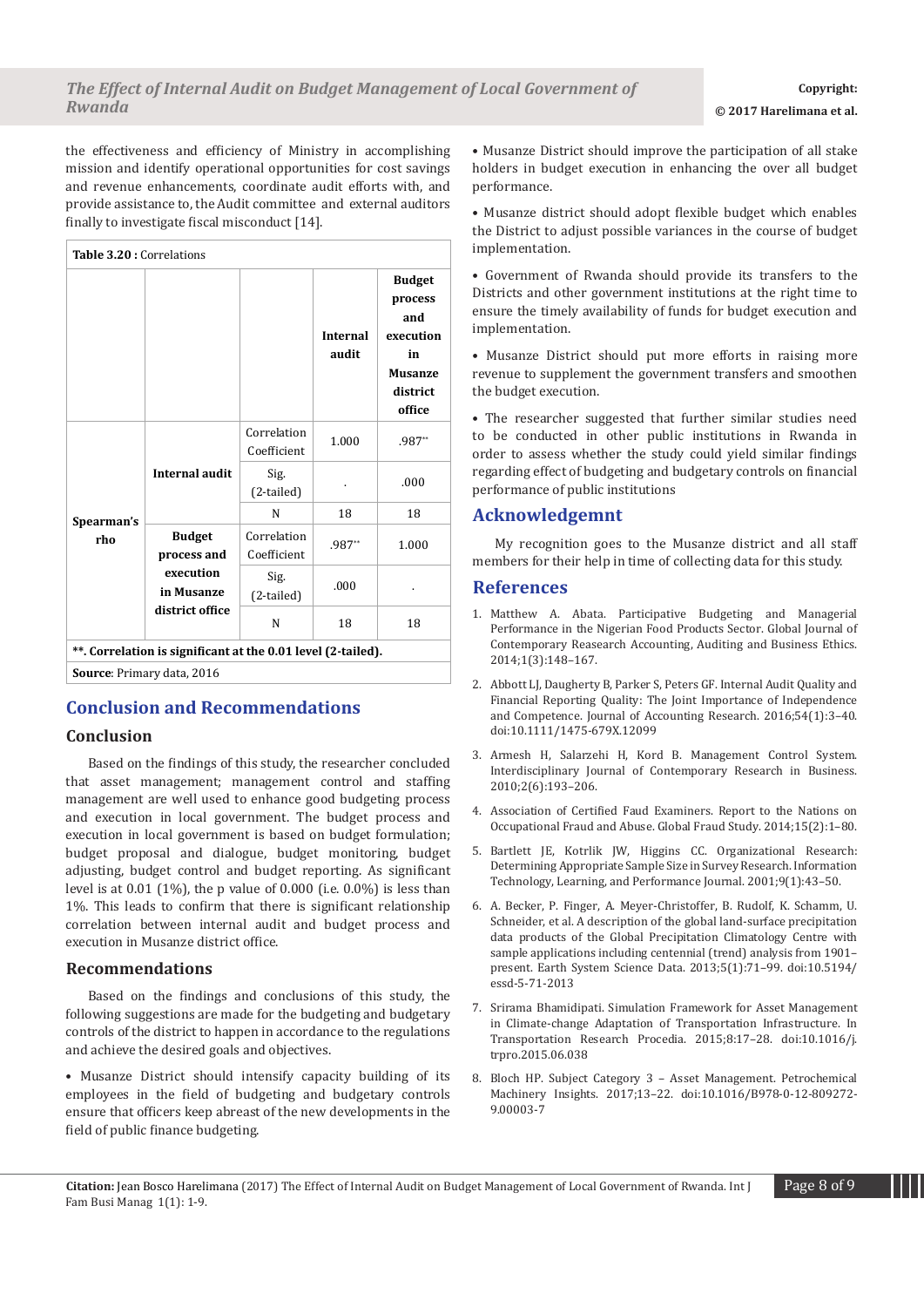the effectiveness and efficiency of Ministry in accomplishing mission and identify operational opportunities for cost savings and revenue enhancements, coordinate audit efforts with, and provide assistance to, the Audit committee and external auditors finally to investigate fiscal misconduct [14].

**Table 3.20 :** Correlations

| | | | Internal audit | Budget process and execution in Musanze district office |
|---|---|---|---|---|
| Spearman's rho | Internal audit | Correlation Coefficient | 1.000 | .987** |
| | | Sig. (2-tailed) | . | .000 |
| | | N | 18 | 18 |
| | Budget process and execution in Musanze district office | Correlation Coefficient | .987** | 1.000 |
| | | Sig. (2-tailed) | .000 | . |
| | | N | 18 | 18 |

**\*\*. Correlation is significant at the 0.01 level (2-tailed).**

**Source**: Primary data, 2016

## Conclusion and Recommendations

### Conclusion

Based on the findings of this study, the researcher concluded that asset management; management control and staffing management are well used to enhance good budgeting process and execution in local government. The budget process and execution in local government is based on budget formulation; budget proposal and dialogue, budget monitoring, budget adjusting, budget control and budget reporting. As significant level is at 0.01 (1%), the p value of 0.000 (i.e. 0.0%) is less than 1%. This leads to confirm that there is significant relationship correlation between internal audit and budget process and execution in Musanze district office.

### Recommendations

Based on the findings and conclusions of this study, the following suggestions are made for the budgeting and budgetary controls of the district to happen in accordance to the regulations and achieve the desired goals and objectives.

- Musanze District should intensify capacity building of its employees in the field of budgeting and budgetary controls ensure that officers keep abreast of the new developments in the field of public finance budgeting.
- Musanze District should improve the participation of all stake holders in budget execution in enhancing the over all budget performance.
- Musanze district should adopt flexible budget which enables the District to adjust possible variances in the course of budget implementation.
- Government of Rwanda should provide its transfers to the Districts and other government institutions at the right time to ensure the timely availability of funds for budget execution and implementation.
- Musanze District should put more efforts in raising more revenue to supplement the government transfers and smoothen the budget execution.
- The researcher suggested that further similar studies need to be conducted in other public institutions in Rwanda in order to assess whether the study could yield similar findings regarding effect of budgeting and budgetary controls on financial performance of public institutions

## Acknowledgemnt

My recognition goes to the Musanze district and all staff members for their help in time of collecting data for this study.

## References

1. Matthew A. Abata. Participative Budgeting and Managerial Performance in the Nigerian Food Products Sector. Global Journal of Contemporary Reasearch Accounting, Auditing and Business Ethics. 2014;1(3):148–167.
2. Abbott LJ, Daugherty B, Parker S, Peters GF. Internal Audit Quality and Financial Reporting Quality: The Joint Importance of Independence and Competence. Journal of Accounting Research. 2016;54(1):3–40. doi:10.1111/1475-679X.12099
3. Armesh H, Salarzehi H, Kord B. Management Control System. Interdisciplinary Journal of Contemporary Research in Business. 2010;2(6):193–206.
4. Association of Certified Faud Examiners. Report to the Nations on Occupational Fraud and Abuse. Global Fraud Study. 2014;15(2):1–80.
5. Bartlett JE, Kotrlik JW, Higgins CC. Organizational Research: Determining Appropriate Sample Size in Survey Research. Information Technology, Learning, and Performance Journal. 2001;9(1):43–50.
6. A. Becker, P. Finger, A. Meyer-Christoffer, B. Rudolf, K. Schamm, U. Schneider, et al. A description of the global land-surface precipitation data products of the Global Precipitation Climatology Centre with sample applications including centennial (trend) analysis from 1901–present. Earth System Science Data. 2013;5(1):71–99. doi:10.5194/essd-5-71-2013
7. Srirama Bhamidipati. Simulation Framework for Asset Management in Climate-change Adaptation of Transportation Infrastructure. In Transportation Research Procedia. 2015;8:17–28. doi:10.1016/j.trpro.2015.06.038
8. Bloch HP. Subject Category 3 – Asset Management. Petrochemical Machinery Insights. 2017;13–22. doi:10.1016/B978-0-12-809272-9.00003-7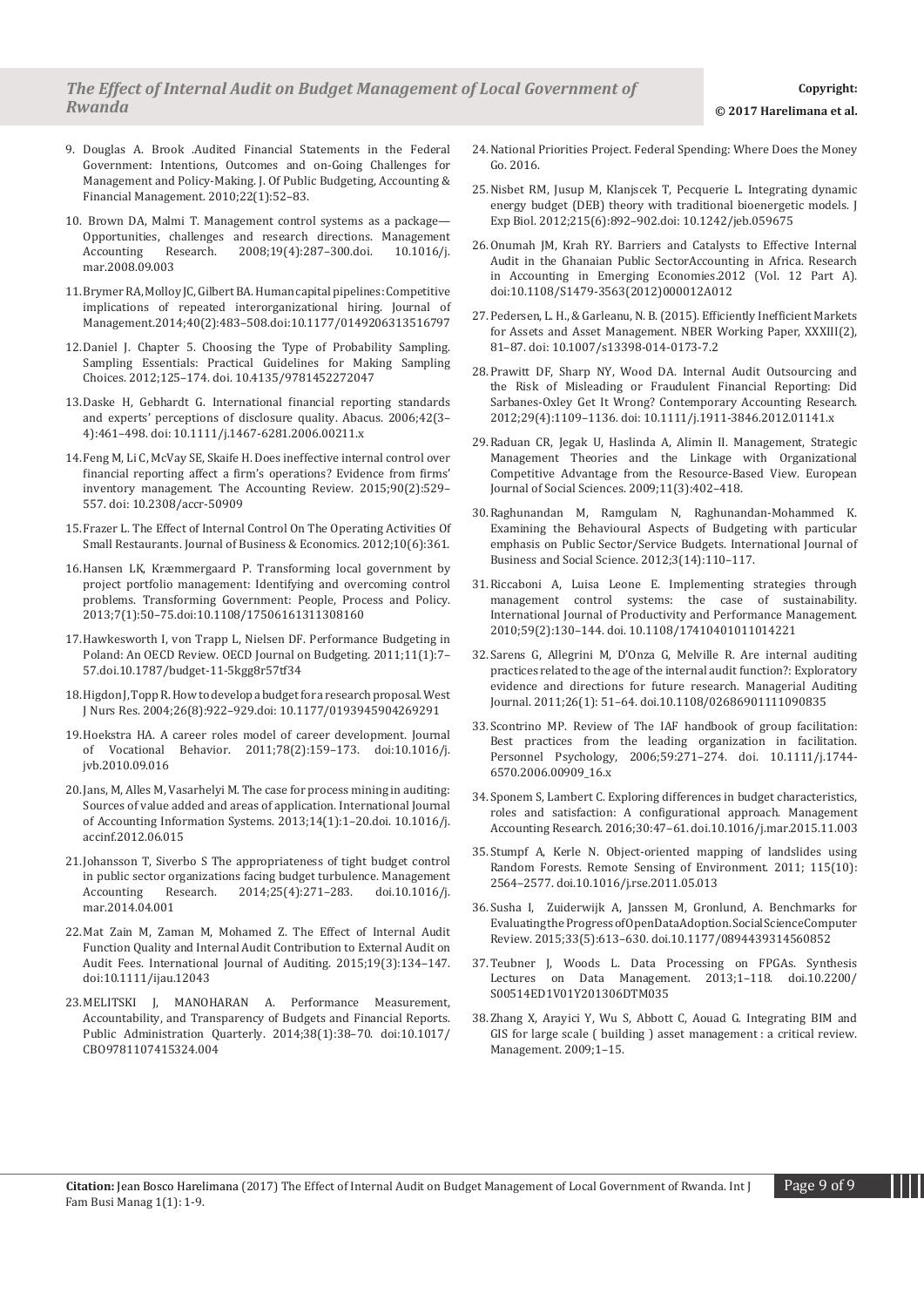9. Douglas A. Brook .Audited Financial Statements in the Federal Government: Intentions, Outcomes and on-Going Challenges for Management and Policy-Making. J. Of Public Budgeting, Accounting & Financial Management. 2010;22(1):52–83.

10. Brown DA, Malmi T. Management control systems as a package—Opportunities, challenges and research directions. Management Accounting Research. 2008;19(4):287–300.doi. 10.1016/j.mar.2008.09.003

11. Brymer RA, Molloy JC, Gilbert BA. Human capital pipelines: Competitive implications of repeated interorganizational hiring. Journal of Management.2014;40(2):483–508.doi:10.1177/0149206313516797

12. Daniel J. Chapter 5. Choosing the Type of Probability Sampling. Sampling Essentials: Practical Guidelines for Making Sampling Choices. 2012;125–174. doi. 10.4135/9781452272047

13. Daske H, Gebhardt G. International financial reporting standards and experts' perceptions of disclosure quality. Abacus. 2006;42(3–4):461–498. doi: 10.1111/j.1467-6281.2006.00211.x

14. Feng M, Li C, McVay SE, Skaife H. Does ineffective internal control over financial reporting affect a firm's operations? Evidence from firms' inventory management. The Accounting Review. 2015;90(2):529–557. doi: 10.2308/accr-50909

15. Frazer L. The Effect of Internal Control On The Operating Activities Of Small Restaurants. Journal of Business & Economics. 2012;10(6):361.

16. Hansen LK, Kræmmergaard P. Transforming local government by project portfolio management: Identifying and overcoming control problems. Transforming Government: People, Process and Policy. 2013;7(1):50–75.doi:10.1108/17506161311308160

17. Hawkesworth I, von Trapp L, Nielsen DF. Performance Budgeting in Poland: An OECD Review. OECD Journal on Budgeting. 2011;11(1):7–57.doi.10.1787/budget-11-5kgg8r57tf34

18. Higdon J, Topp R. How to develop a budget for a research proposal. West J Nurs Res. 2004;26(8):922–929.doi: 10.1177/0193945904269291

19. Hoekstra HA. A career roles model of career development. Journal of Vocational Behavior. 2011;78(2):159–173. doi:10.1016/j.jvb.2010.09.016

20. Jans, M, Alles M, Vasarhelyi M. The case for process mining in auditing: Sources of value added and areas of application. International Journal of Accounting Information Systems. 2013;14(1):1–20.doi. 10.1016/j.accinf.2012.06.015

21. Johansson T, Siverbo S The appropriateness of tight budget control in public sector organizations facing budget turbulence. Management Accounting Research. 2014;25(4):271–283. doi.10.1016/j.mar.2014.04.001

22. Mat Zain M, Zaman M, Mohamed Z. The Effect of Internal Audit Function Quality and Internal Audit Contribution to External Audit on Audit Fees. International Journal of Auditing. 2015;19(3):134–147. doi:10.1111/ijau.12043

23. MELITSKI J, MANOHARAN A. Performance Measurement, Accountability, and Transparency of Budgets and Financial Reports. Public Administration Quarterly. 2014;38(1):38–70. doi:10.1017/CBO9781107415324.004

24. National Priorities Project. Federal Spending: Where Does the Money Go. 2016.

25. Nisbet RM, Jusup M, Klanjscek T, Pecquerie L. Integrating dynamic energy budget (DEB) theory with traditional bioenergetic models. J Exp Biol. 2012;215(6):892–902.doi: 10.1242/jeb.059675

26. Onumah JM, Krah RY. Barriers and Catalysts to Effective Internal Audit in the Ghanaian Public SectorAccounting in Africa. Research in Accounting in Emerging Economies.2012 (Vol. 12 Part A). doi:10.1108/S1479-3563(2012)000012A012

27. Pedersen, L. H., & Garleanu, N. B. (2015). Efficiently Inefficient Markets for Assets and Asset Management. NBER Working Paper, XXXIII(2), 81–87. doi: 10.1007/s13398-014-0173-7.2

28. Prawitt DF, Sharp NY, Wood DA. Internal Audit Outsourcing and the Risk of Misleading or Fraudulent Financial Reporting: Did Sarbanes-Oxley Get It Wrong? Contemporary Accounting Research. 2012;29(4):1109–1136. doi: 10.1111/j.1911-3846.2012.01141.x

29. Raduan CR, Jegak U, Haslinda A, Alimin II. Management, Strategic Management Theories and the Linkage with Organizational Competitive Advantage from the Resource-Based View. European Journal of Social Sciences. 2009;11(3):402–418.

30. Raghunandan M, Ramgulam N, Raghunandan-Mohammed K. Examining the Behavioural Aspects of Budgeting with particular emphasis on Public Sector/Service Budgets. International Journal of Business and Social Science. 2012;3(14):110–117.

31. Riccaboni A, Luisa Leone E. Implementing strategies through management control systems: the case of sustainability. International Journal of Productivity and Performance Management. 2010;59(2):130–144. doi. 10.1108/17410401011014221

32. Sarens G, Allegrini M, D'Onza G, Melville R. Are internal auditing practices related to the age of the internal audit function?: Exploratory evidence and directions for future research. Managerial Auditing Journal. 2011;26(1): 51–64. doi.10.1108/02686901111090835

33. Scontrino MP. Review of The IAF handbook of group facilitation: Best practices from the leading organization in facilitation. Personnel Psychology, 2006;59:271–274. doi. 10.1111/j.1744-6570.2006.00909_16.x

34. Sponem S, Lambert C. Exploring differences in budget characteristics, roles and satisfaction: A configurational approach. Management Accounting Research. 2016;30:47–61. doi.10.1016/j.mar.2015.11.003

35. Stumpf A, Kerle N. Object-oriented mapping of landslides using Random Forests. Remote Sensing of Environment. 2011; 115(10): 2564–2577. doi.10.1016/j.rse.2011.05.013

36. Susha I, Zuiderwijk A, Janssen M, Gronlund, A. Benchmarks for Evaluating the Progress of OpenDataAdoption. Social Science Computer Review. 2015;33(5):613–630. doi.10.1177/0894439314560852

37. Teubner J, Woods L. Data Processing on FPGAs. Synthesis Lectures on Data Management. 2013;1–118. doi.10.2200/S00514ED1V01Y201306DTM035

38. Zhang X, Arayici Y, Wu S, Abbott C, Aouad G. Integrating BIM and GIS for large scale ( building ) asset management : a critical review. Management. 2009;1–15.